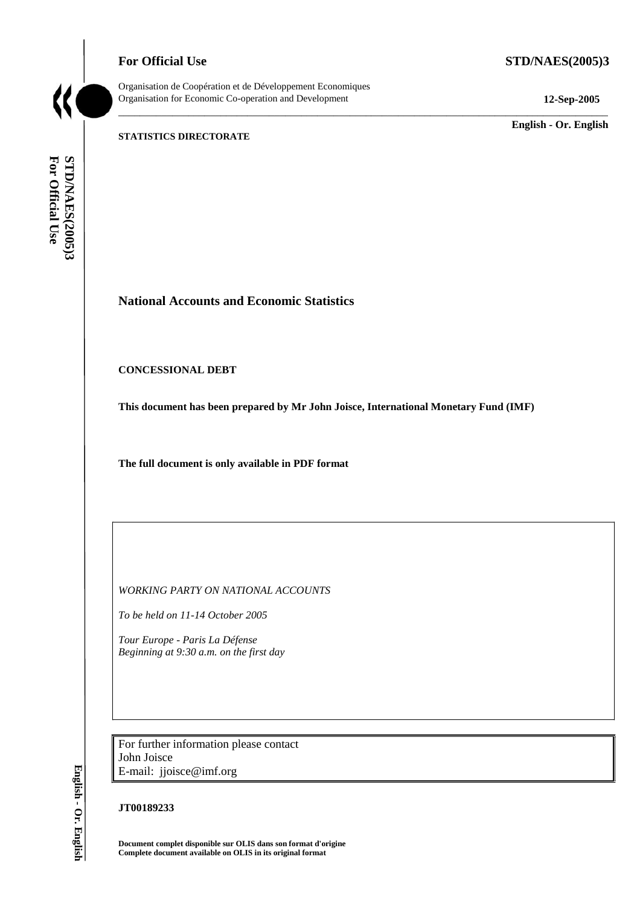**For Official Use** **STD/NAES(2005)3**

Organisation de Coopération et de Développement Economiques
Organisation for Economic Co-operation and Development **12-Sep-2005**

**English - Or. English**

**STATISTICS DIRECTORATE**

## National Accounts and Economic Statistics

**CONCESSIONAL DEBT**

**This document has been prepared by Mr John Joisce, International Monetary Fund (IMF)**

**The full document is only available in PDF format**

*WORKING PARTY ON NATIONAL ACCOUNTS*

*To be held on 11-14 October 2005*

*Tour Europe - Paris La Défense*
*Beginning at 9:30 a.m. on the first day*

For further information please contact
John Joisce
E-mail: jjoisce@imf.org

**JT00189233**

**Document complet disponible sur OLIS dans son format d'origine**
**Complete document available on OLIS in its original format**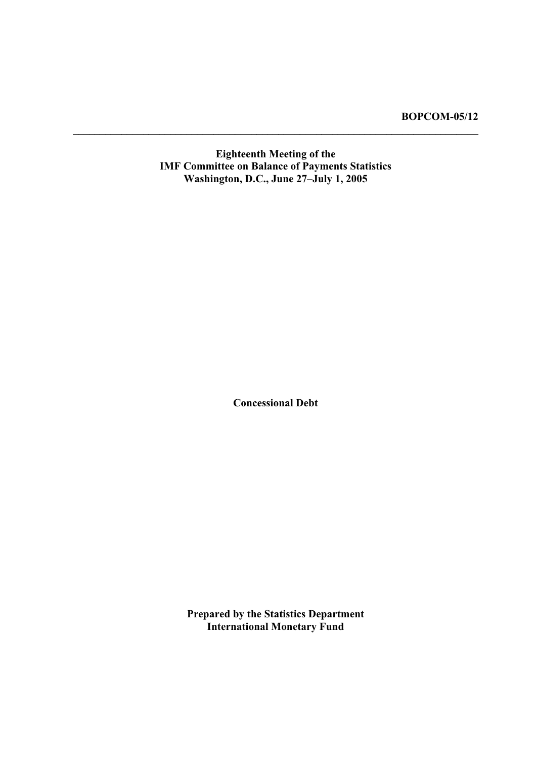**BOPCOM-05/12**

---

**Eighteenth Meeting of the**
**IMF Committee on Balance of Payments Statistics**
**Washington, D.C., June 27–July 1, 2005**

**Concessional Debt**

**Prepared by the Statistics Department**
**International Monetary Fund**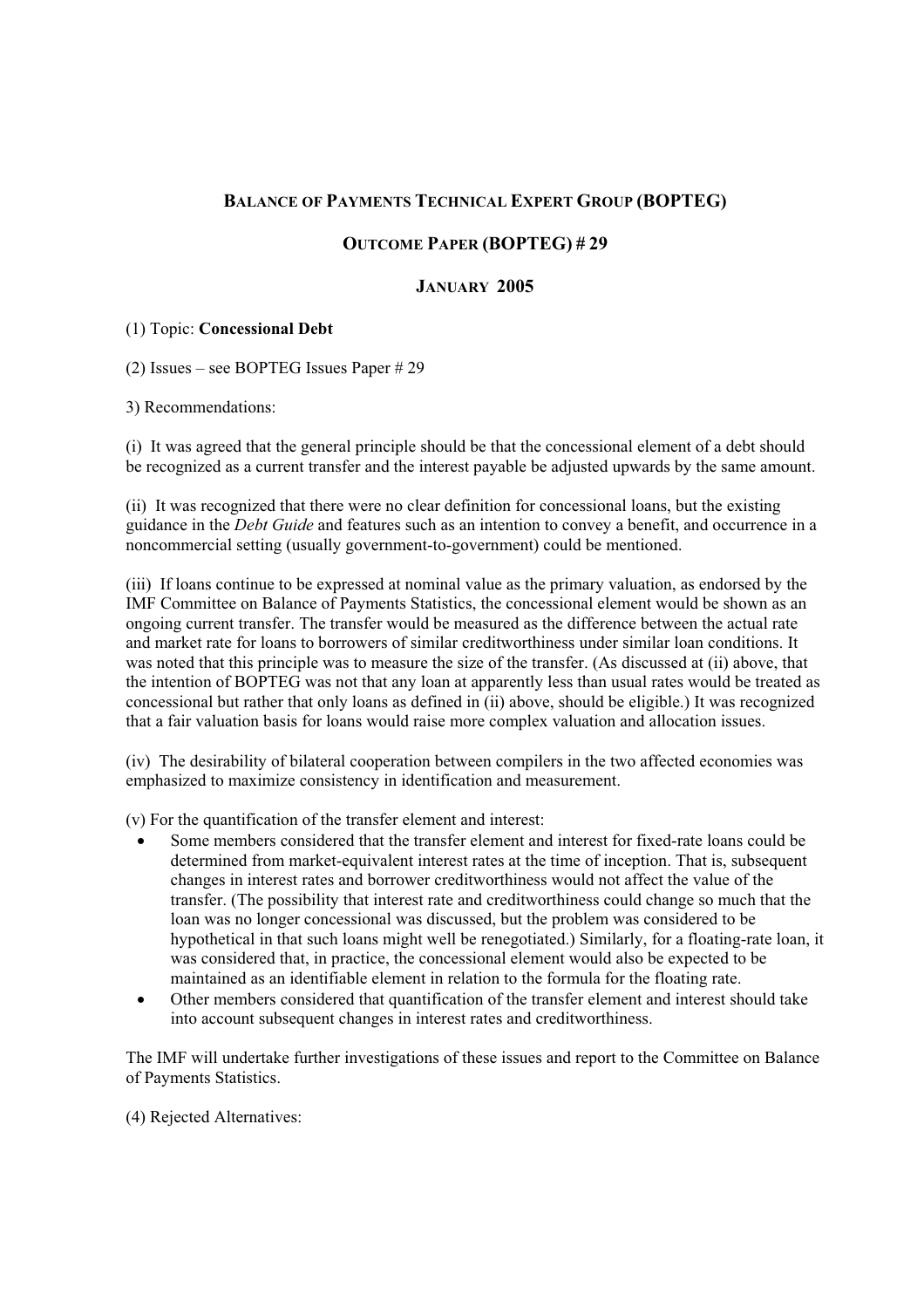# Balance of Payments Technical Expert Group (BOPTEG)

## Outcome Paper (BOPTEG) # 29

## January 2005

(1) Topic: **Concessional Debt**

(2) Issues – see BOPTEG Issues Paper # 29

3) Recommendations:

(i) It was agreed that the general principle should be that the concessional element of a debt should be recognized as a current transfer and the interest payable be adjusted upwards by the same amount.

(ii) It was recognized that there were no clear definition for concessional loans, but the existing guidance in the *Debt Guide* and features such as an intention to convey a benefit, and occurrence in a noncommercial setting (usually government-to-government) could be mentioned.

(iii) If loans continue to be expressed at nominal value as the primary valuation, as endorsed by the IMF Committee on Balance of Payments Statistics, the concessional element would be shown as an ongoing current transfer. The transfer would be measured as the difference between the actual rate and market rate for loans to borrowers of similar creditworthiness under similar loan conditions. It was noted that this principle was to measure the size of the transfer. (As discussed at (ii) above, that the intention of BOPTEG was not that any loan at apparently less than usual rates would be treated as concessional but rather that only loans as defined in (ii) above, should be eligible.) It was recognized that a fair valuation basis for loans would raise more complex valuation and allocation issues.

(iv) The desirability of bilateral cooperation between compilers in the two affected economies was emphasized to maximize consistency in identification and measurement.

(v) For the quantification of the transfer element and interest:

- Some members considered that the transfer element and interest for fixed-rate loans could be determined from market-equivalent interest rates at the time of inception. That is, subsequent changes in interest rates and borrower creditworthiness would not affect the value of the transfer. (The possibility that interest rate and creditworthiness could change so much that the loan was no longer concessional was discussed, but the problem was considered to be hypothetical in that such loans might well be renegotiated.) Similarly, for a floating-rate loan, it was considered that, in practice, the concessional element would also be expected to be maintained as an identifiable element in relation to the formula for the floating rate.
- Other members considered that quantification of the transfer element and interest should take into account subsequent changes in interest rates and creditworthiness.

The IMF will undertake further investigations of these issues and report to the Committee on Balance of Payments Statistics.

(4) Rejected Alternatives: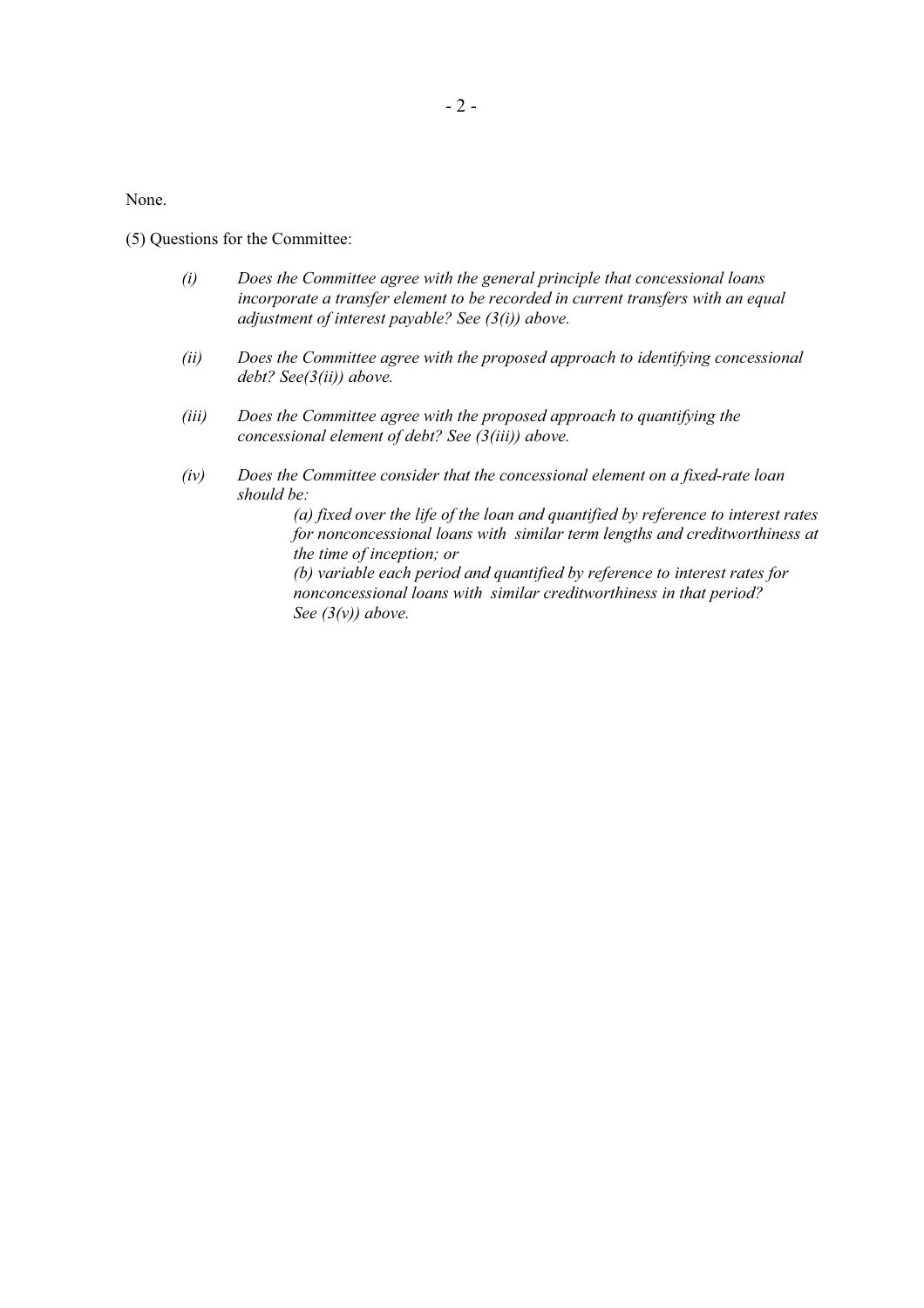None.

(5) Questions for the Committee:

*(i) Does the Committee agree with the general principle that concessional loans incorporate a transfer element to be recorded in current transfers with an equal adjustment of interest payable? See (3(i)) above.*

*(ii) Does the Committee agree with the proposed approach to identifying concessional debt? See(3(ii)) above.*

*(iii) Does the Committee agree with the proposed approach to quantifying the concessional element of debt? See (3(iii)) above.*

*(iv) Does the Committee consider that the concessional element on a fixed-rate loan should be:*

> *(a) fixed over the life of the loan and quantified by reference to interest rates for nonconcessional loans with similar term lengths and creditworthiness at the time of inception; or*
>
> *(b) variable each period and quantified by reference to interest rates for nonconcessional loans with similar creditworthiness in that period? See (3(v)) above.*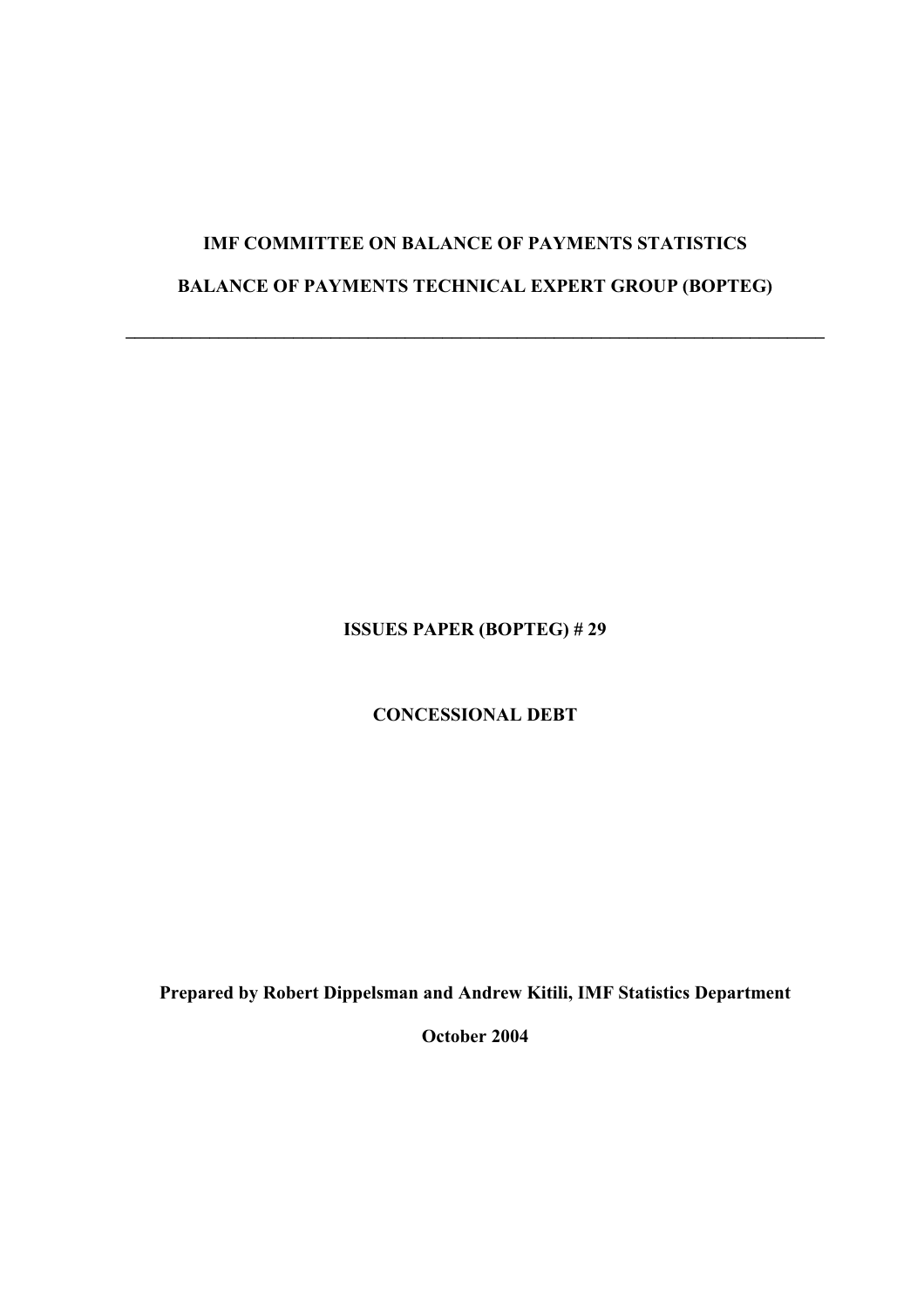**IMF COMMITTEE ON BALANCE OF PAYMENTS STATISTICS**

**BALANCE OF PAYMENTS TECHNICAL EXPERT GROUP (BOPTEG)**

---

**ISSUES PAPER (BOPTEG) # 29**

**CONCESSIONAL DEBT**

**Prepared by Robert Dippelsman and Andrew Kitili, IMF Statistics Department**

**October 2004**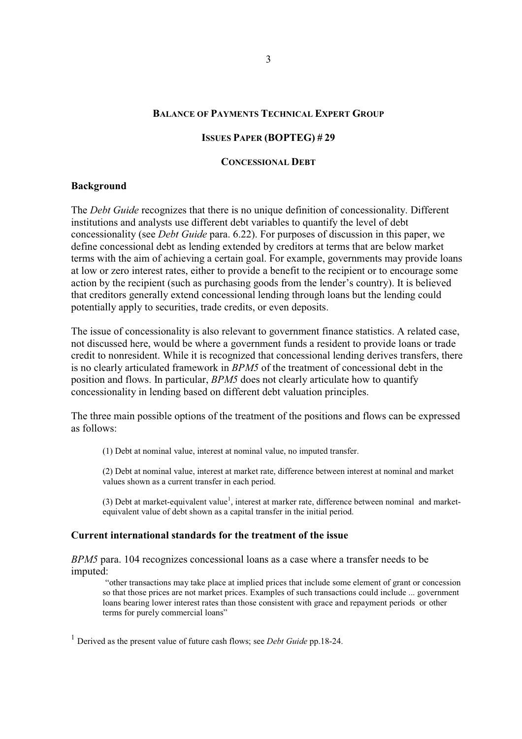**BALANCE OF PAYMENTS TECHNICAL EXPERT GROUP**

**ISSUES PAPER (BOPTEG) # 29**

**CONCESSIONAL DEBT**

## Background

The *Debt Guide* recognizes that there is no unique definition of concessionality. Different institutions and analysts use different debt variables to quantify the level of debt concessionality (see *Debt Guide* para. 6.22). For purposes of discussion in this paper, we define concessional debt as lending extended by creditors at terms that are below market terms with the aim of achieving a certain goal. For example, governments may provide loans at low or zero interest rates, either to provide a benefit to the recipient or to encourage some action by the recipient (such as purchasing goods from the lender's country). It is believed that creditors generally extend concessional lending through loans but the lending could potentially apply to securities, trade credits, or even deposits.

The issue of concessionality is also relevant to government finance statistics. A related case, not discussed here, would be where a government funds a resident to provide loans or trade credit to nonresident. While it is recognized that concessional lending derives transfers, there is no clearly articulated framework in *BPM5* of the treatment of concessional debt in the position and flows. In particular, *BPM5* does not clearly articulate how to quantify concessionality in lending based on different debt valuation principles.

The three main possible options of the treatment of the positions and flows can be expressed as follows:

(1) Debt at nominal value, interest at nominal value, no imputed transfer.

(2) Debt at nominal value, interest at market rate, difference between interest at nominal and market values shown as a current transfer in each period.

(3) Debt at market-equivalent value[1], interest at marker rate, difference between nominal and market-equivalent value of debt shown as a capital transfer in the initial period.

## Current international standards for the treatment of the issue

*BPM5* para. 104 recognizes concessional loans as a case where a transfer needs to be imputed:

> "other transactions may take place at implied prices that include some element of grant or concession so that those prices are not market prices. Examples of such transactions could include ... government loans bearing lower interest rates than those consistent with grace and repayment periods or other terms for purely commercial loans"

[1] Derived as the present value of future cash flows; see *Debt Guide* pp.18-24.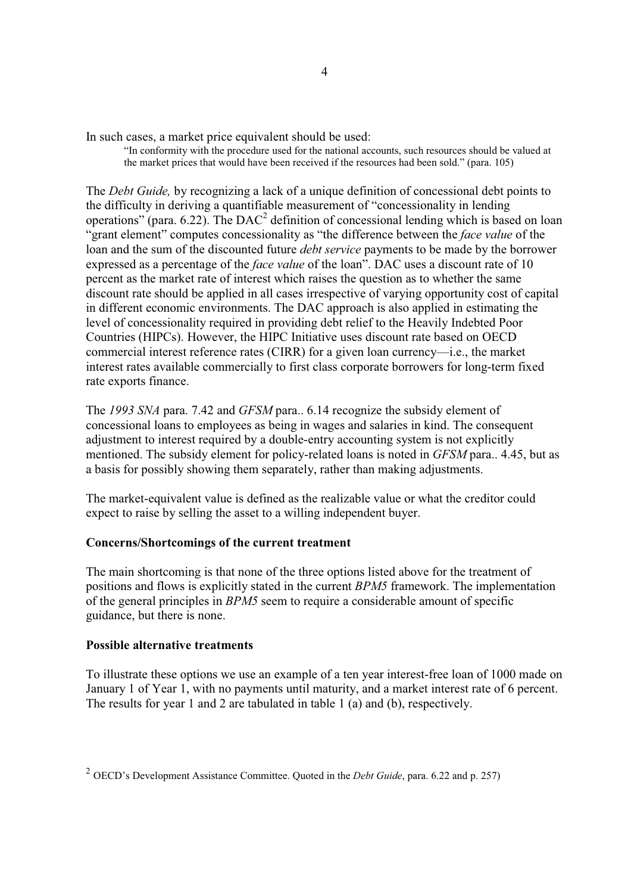In such cases, a market price equivalent should be used:

> "In conformity with the procedure used for the national accounts, such resources should be valued at the market prices that would have been received if the resources had been sold." (para. 105)

The *Debt Guide,* by recognizing a lack of a unique definition of concessional debt points to the difficulty in deriving a quantifiable measurement of "concessionality in lending operations" (para. 6.22). The DAC[2] definition of concessional lending which is based on loan "grant element" computes concessionality as "the difference between the *face value* of the loan and the sum of the discounted future *debt service* payments to be made by the borrower expressed as a percentage of the *face value* of the loan". DAC uses a discount rate of 10 percent as the market rate of interest which raises the question as to whether the same discount rate should be applied in all cases irrespective of varying opportunity cost of capital in different economic environments. The DAC approach is also applied in estimating the level of concessionality required in providing debt relief to the Heavily Indebted Poor Countries (HIPCs). However, the HIPC Initiative uses discount rate based on OECD commercial interest reference rates (CIRR) for a given loan currency—i.e., the market interest rates available commercially to first class corporate borrowers for long-term fixed rate exports finance.

The *1993 SNA* para. 7.42 and *GFSM* para.. 6.14 recognize the subsidy element of concessional loans to employees as being in wages and salaries in kind. The consequent adjustment to interest required by a double-entry accounting system is not explicitly mentioned. The subsidy element for policy-related loans is noted in *GFSM* para.. 4.45, but as a basis for possibly showing them separately, rather than making adjustments.

The market-equivalent value is defined as the realizable value or what the creditor could expect to raise by selling the asset to a willing independent buyer.

**Concerns/Shortcomings of the current treatment**

The main shortcoming is that none of the three options listed above for the treatment of positions and flows is explicitly stated in the current *BPM5* framework. The implementation of the general principles in *BPM5* seem to require a considerable amount of specific guidance, but there is none.

**Possible alternative treatments**

To illustrate these options we use an example of a ten year interest-free loan of 1000 made on January 1 of Year 1, with no payments until maturity, and a market interest rate of 6 percent. The results for year 1 and 2 are tabulated in table 1 (a) and (b), respectively.

[2] OECD's Development Assistance Committee. Quoted in the *Debt Guide*, para. 6.22 and p. 257)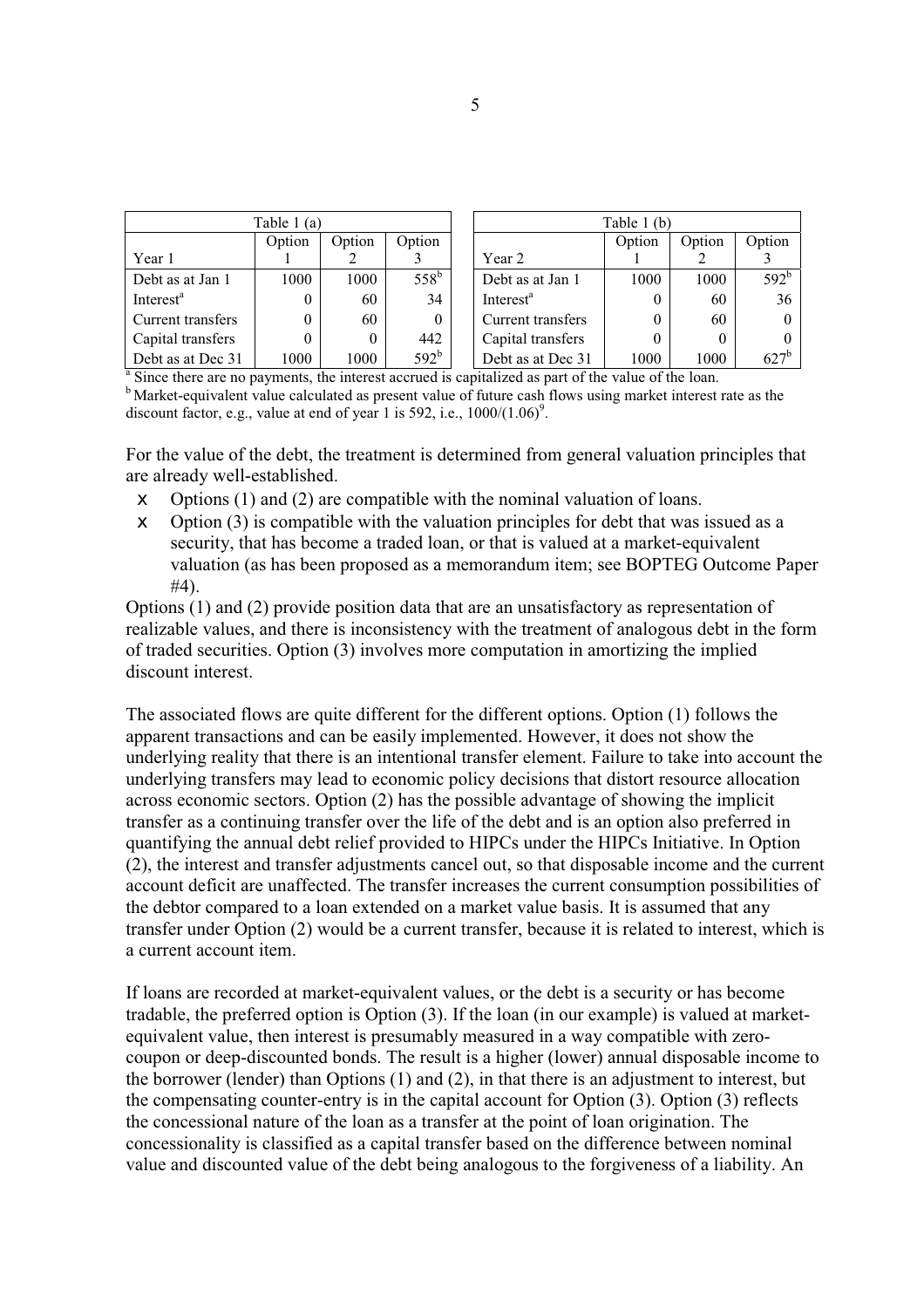| Table 1 (a) | | | |
|---|---|---|---|
| Year 1 | Option 1 | Option 2 | Option 3 |
| Debt as at Jan 1 | 1000 | 1000 | 558[b] |
| Interest[a] | 0 | 60 | 34 |
| Current transfers | 0 | 60 | 0 |
| Capital transfers | 0 | 0 | 442 |
| Debt as at Dec 31 | 1000 | 1000 | 592[b] |

| Table 1 (b) | | | |
|---|---|---|---|
| Year 2 | Option 1 | Option 2 | Option 3 |
| Debt as at Jan 1 | 1000 | 1000 | 592[b] |
| Interest[a] | 0 | 60 | 36 |
| Current transfers | 0 | 60 | 0 |
| Capital transfers | 0 | 0 | 0 |
| Debt as at Dec 31 | 1000 | 1000 | 627[b] |

[a] Since there are no payments, the interest accrued is capitalized as part of the value of the loan.
[b] Market-equivalent value calculated as present value of future cash flows using market interest rate as the discount factor, e.g., value at end of year 1 is 592, i.e., $1000/(1.06)^9$.

For the value of the debt, the treatment is determined from general valuation principles that are already well-established.

- Options (1) and (2) are compatible with the nominal valuation of loans.
- Option (3) is compatible with the valuation principles for debt that was issued as a security, that has become a traded loan, or that is valued at a market-equivalent valuation (as has been proposed as a memorandum item; see BOPTEG Outcome Paper #4).

Options (1) and (2) provide position data that are an unsatisfactory as representation of realizable values, and there is inconsistency with the treatment of analogous debt in the form of traded securities. Option (3) involves more computation in amortizing the implied discount interest.

The associated flows are quite different for the different options. Option (1) follows the apparent transactions and can be easily implemented. However, it does not show the underlying reality that there is an intentional transfer element. Failure to take into account the underlying transfers may lead to economic policy decisions that distort resource allocation across economic sectors. Option (2) has the possible advantage of showing the implicit transfer as a continuing transfer over the life of the debt and is an option also preferred in quantifying the annual debt relief provided to HIPCs under the HIPCs Initiative. In Option (2), the interest and transfer adjustments cancel out, so that disposable income and the current account deficit are unaffected. The transfer increases the current consumption possibilities of the debtor compared to a loan extended on a market value basis. It is assumed that any transfer under Option (2) would be a current transfer, because it is related to interest, which is a current account item.

If loans are recorded at market-equivalent values, or the debt is a security or has become tradable, the preferred option is Option (3). If the loan (in our example) is valued at market-equivalent value, then interest is presumably measured in a way compatible with zero-coupon or deep-discounted bonds. The result is a higher (lower) annual disposable income to the borrower (lender) than Options (1) and (2), in that there is an adjustment to interest, but the compensating counter-entry is in the capital account for Option (3). Option (3) reflects the concessional nature of the loan as a transfer at the point of loan origination. The concessionality is classified as a capital transfer based on the difference between nominal value and discounted value of the debt being analogous to the forgiveness of a liability. An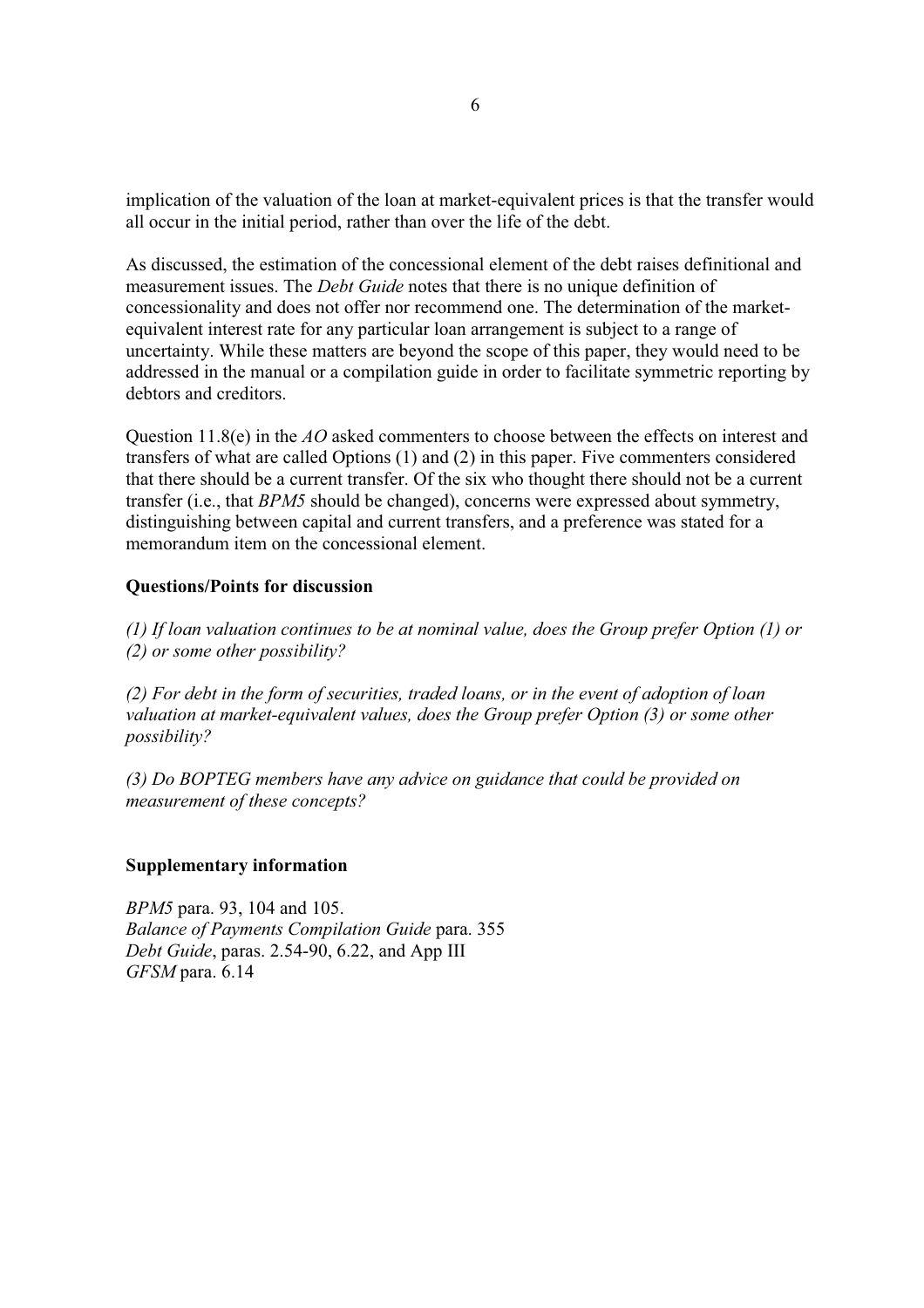implication of the valuation of the loan at market-equivalent prices is that the transfer would all occur in the initial period, rather than over the life of the debt.

As discussed, the estimation of the concessional element of the debt raises definitional and measurement issues. The *Debt Guide* notes that there is no unique definition of concessionality and does not offer nor recommend one. The determination of the market-equivalent interest rate for any particular loan arrangement is subject to a range of uncertainty. While these matters are beyond the scope of this paper, they would need to be addressed in the manual or a compilation guide in order to facilitate symmetric reporting by debtors and creditors.

Question 11.8(e) in the *AO* asked commenters to choose between the effects on interest and transfers of what are called Options (1) and (2) in this paper. Five commenters considered that there should be a current transfer. Of the six who thought there should not be a current transfer (i.e., that *BPM5* should be changed), concerns were expressed about symmetry, distinguishing between capital and current transfers, and a preference was stated for a memorandum item on the concessional element.

### Questions/Points for discussion

*(1) If loan valuation continues to be at nominal value, does the Group prefer Option (1) or (2) or some other possibility?*

*(2) For debt in the form of securities, traded loans, or in the event of adoption of loan valuation at market-equivalent values, does the Group prefer Option (3) or some other possibility?*

*(3) Do BOPTEG members have any advice on guidance that could be provided on measurement of these concepts?*

### Supplementary information

*BPM5* para. 93, 104 and 105.
*Balance of Payments Compilation Guide* para. 355
*Debt Guide*, paras. 2.54-90, 6.22, and App III
*GFSM* para. 6.14